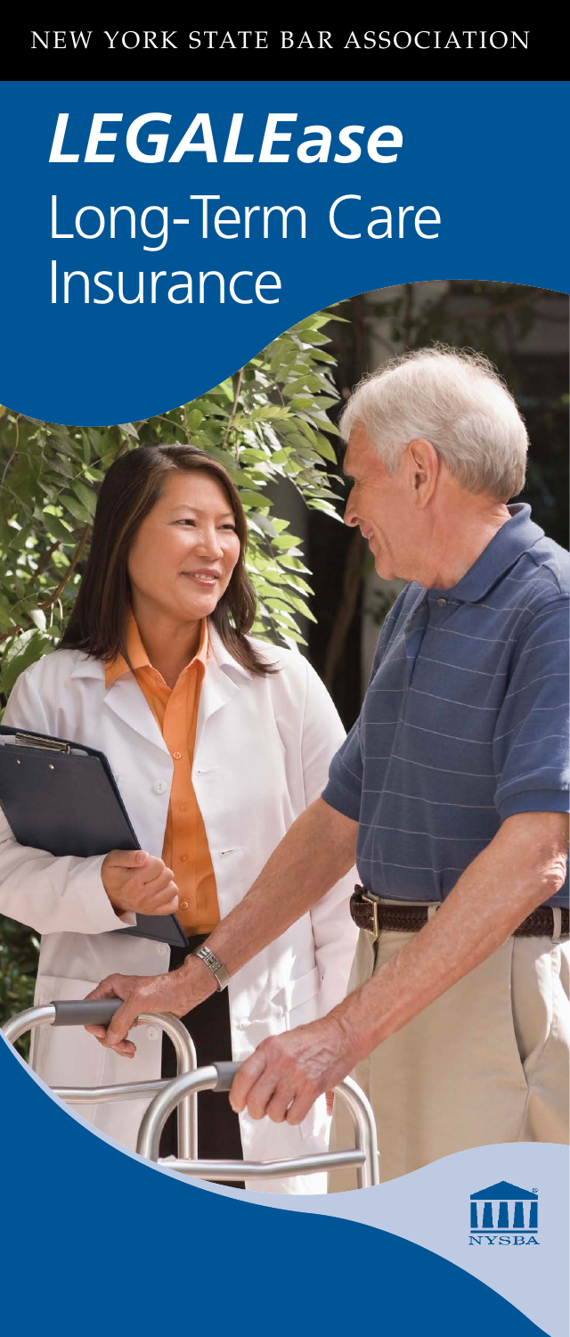NEW YORK STATE BAR ASSOCIATION

# *LEGALEase*
# Long-Term Care Insurance

NYSBA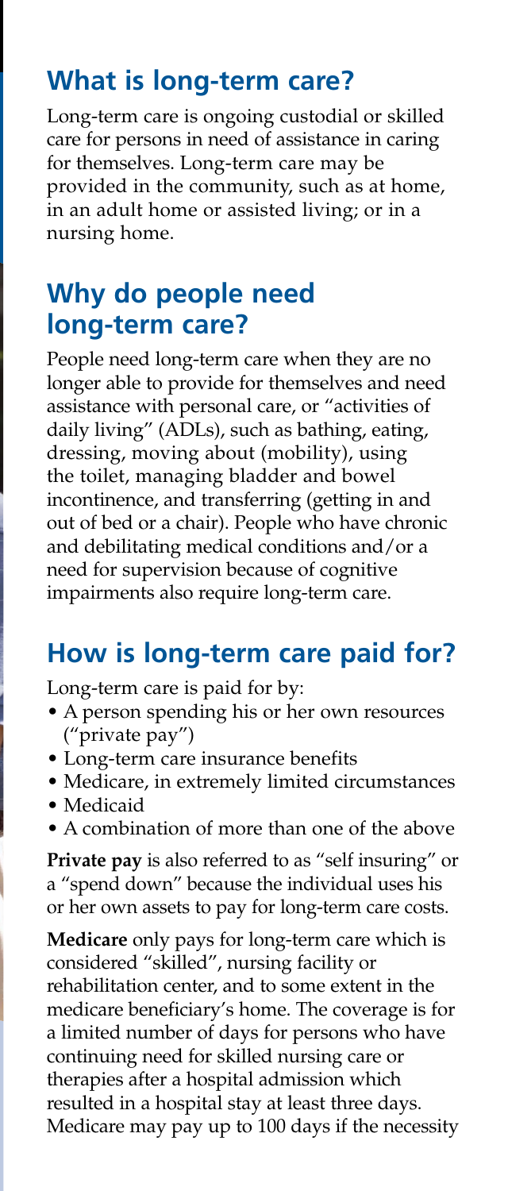## What is long-term care?

Long-term care is ongoing custodial or skilled care for persons in need of assistance in caring for themselves. Long-term care may be provided in the community, such as at home, in an adult home or assisted living; or in a nursing home.

## Why do people need long-term care?

People need long-term care when they are no longer able to provide for themselves and need assistance with personal care, or "activities of daily living" (ADLs), such as bathing, eating, dressing, moving about (mobility), using the toilet, managing bladder and bowel incontinence, and transferring (getting in and out of bed or a chair). People who have chronic and debilitating medical conditions and/or a need for supervision because of cognitive impairments also require long-term care.

## How is long-term care paid for?

Long-term care is paid for by:

- A person spending his or her own resources ("private pay")
- Long-term care insurance benefits
- Medicare, in extremely limited circumstances
- Medicaid
- A combination of more than one of the above

**Private pay** is also referred to as "self insuring" or a "spend down" because the individual uses his or her own assets to pay for long-term care costs.

**Medicare** only pays for long-term care which is considered "skilled", nursing facility or rehabilitation center, and to some extent in the medicare beneficiary's home. The coverage is for a limited number of days for persons who have continuing need for skilled nursing care or therapies after a hospital admission which resulted in a hospital stay at least three days. Medicare may pay up to 100 days if the necessity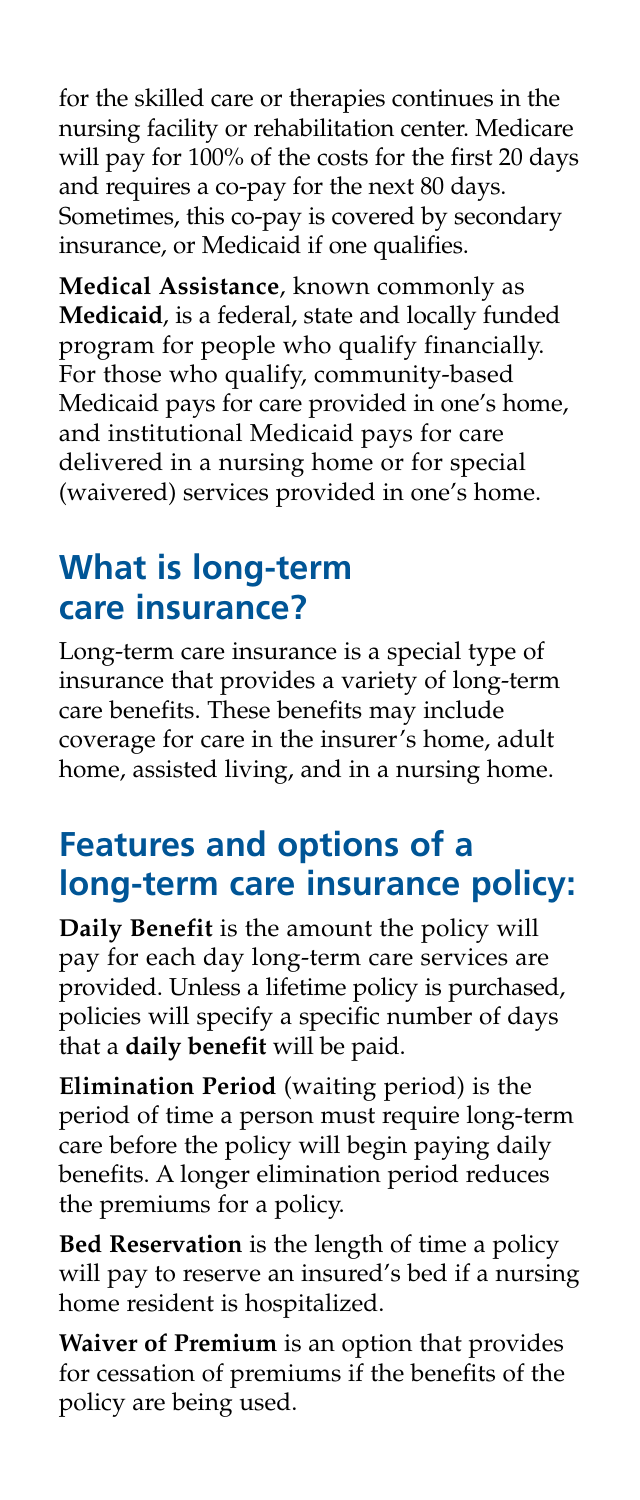for the skilled care or therapies continues in the nursing facility or rehabilitation center. Medicare will pay for 100% of the costs for the first 20 days and requires a co-pay for the next 80 days. Sometimes, this co-pay is covered by secondary insurance, or Medicaid if one qualifies.

**Medical Assistance**, known commonly as **Medicaid**, is a federal, state and locally funded program for people who qualify financially. For those who qualify, community-based Medicaid pays for care provided in one's home, and institutional Medicaid pays for care delivered in a nursing home or for special (waivered) services provided in one's home.

## What is long-term care insurance?

Long-term care insurance is a special type of insurance that provides a variety of long-term care benefits. These benefits may include coverage for care in the insurer's home, adult home, assisted living, and in a nursing home.

## Features and options of a long-term care insurance policy:

**Daily Benefit** is the amount the policy will pay for each day long-term care services are provided. Unless a lifetime policy is purchased, policies will specify a specific number of days that a **daily benefit** will be paid.

**Elimination Period** (waiting period) is the period of time a person must require long-term care before the policy will begin paying daily benefits. A longer elimination period reduces the premiums for a policy.

**Bed Reservation** is the length of time a policy will pay to reserve an insured's bed if a nursing home resident is hospitalized.

**Waiver of Premium** is an option that provides for cessation of premiums if the benefits of the policy are being used.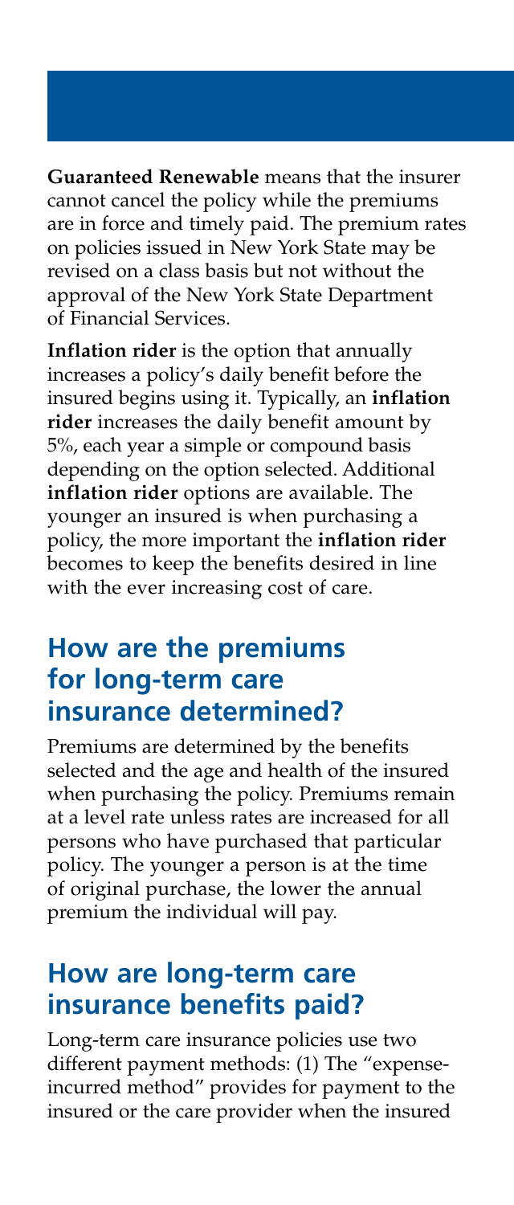**Guaranteed Renewable** means that the insurer cannot cancel the policy while the premiums are in force and timely paid. The premium rates on policies issued in New York State may be revised on a class basis but not without the approval of the New York State Department of Financial Services.

**Inflation rider** is the option that annually increases a policy's daily benefit before the insured begins using it. Typically, an **inflation rider** increases the daily benefit amount by 5%, each year a simple or compound basis depending on the option selected. Additional **inflation rider** options are available. The younger an insured is when purchasing a policy, the more important the **inflation rider** becomes to keep the benefits desired in line with the ever increasing cost of care.

## How are the premiums for long-term care insurance determined?

Premiums are determined by the benefits selected and the age and health of the insured when purchasing the policy. Premiums remain at a level rate unless rates are increased for all persons who have purchased that particular policy. The younger a person is at the time of original purchase, the lower the annual premium the individual will pay.

## How are long-term care insurance benefits paid?

Long-term care insurance policies use two different payment methods: (1) The "expense-incurred method" provides for payment to the insured or the care provider when the insured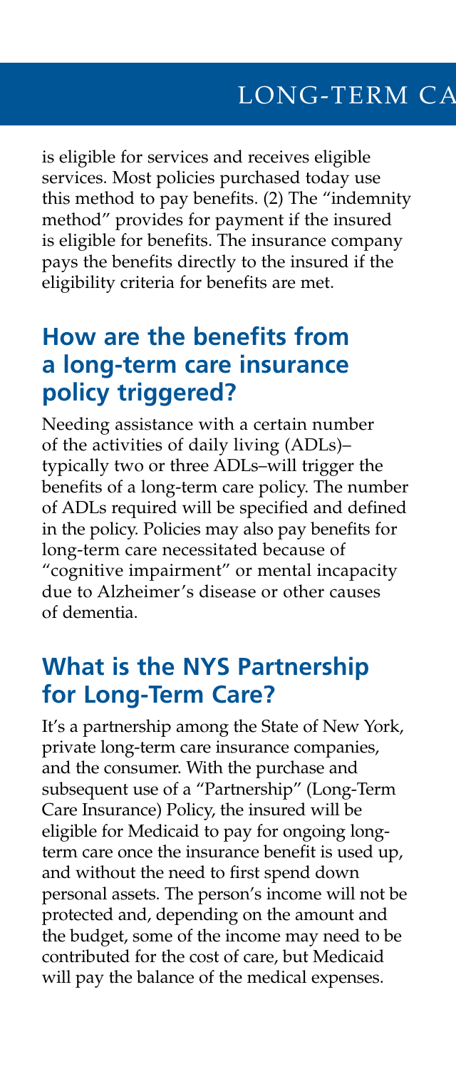is eligible for services and receives eligible services. Most policies purchased today use this method to pay benefits. (2) The "indemnity method" provides for payment if the insured is eligible for benefits. The insurance company pays the benefits directly to the insured if the eligibility criteria for benefits are met.

## How are the benefits from a long-term care insurance policy triggered?

Needing assistance with a certain number of the activities of daily living (ADLs)–typically two or three ADLs–will trigger the benefits of a long-term care policy. The number of ADLs required will be specified and defined in the policy. Policies may also pay benefits for long-term care necessitated because of "cognitive impairment" or mental incapacity due to Alzheimer's disease or other causes of dementia.

## What is the NYS Partnership for Long-Term Care?

It's a partnership among the State of New York, private long-term care insurance companies, and the consumer. With the purchase and subsequent use of a "Partnership" (Long-Term Care Insurance) Policy, the insured will be eligible for Medicaid to pay for ongoing long-term care once the insurance benefit is used up, and without the need to first spend down personal assets. The person's income will not be protected and, depending on the amount and the budget, some of the income may need to be contributed for the cost of care, but Medicaid will pay the balance of the medical expenses.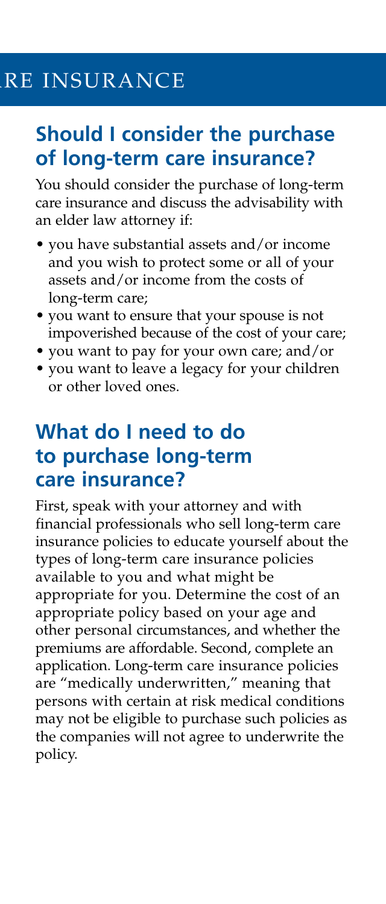## Should I consider the purchase of long-term care insurance?

You should consider the purchase of long-term care insurance and discuss the advisability with an elder law attorney if:

- you have substantial assets and/or income and you wish to protect some or all of your assets and/or income from the costs of long-term care;
- you want to ensure that your spouse is not impoverished because of the cost of your care;
- you want to pay for your own care; and/or
- you want to leave a legacy for your children or other loved ones.

## What do I need to do to purchase long-term care insurance?

First, speak with your attorney and with financial professionals who sell long-term care insurance policies to educate yourself about the types of long-term care insurance policies available to you and what might be appropriate for you. Determine the cost of an appropriate policy based on your age and other personal circumstances, and whether the premiums are affordable. Second, complete an application. Long-term care insurance policies are "medically underwritten," meaning that persons with certain at risk medical conditions may not be eligible to purchase such policies as the companies will not agree to underwrite the policy.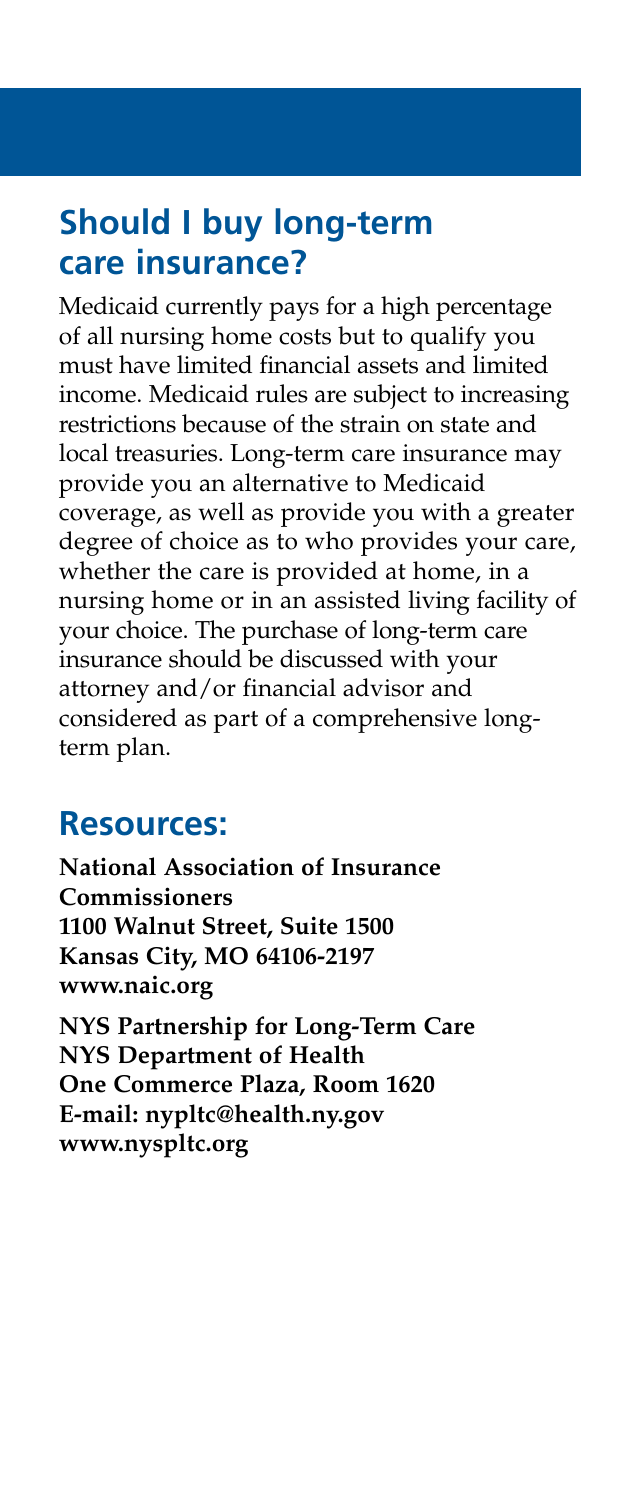## Should I buy long-term care insurance?

Medicaid currently pays for a high percentage of all nursing home costs but to qualify you must have limited financial assets and limited income. Medicaid rules are subject to increasing restrictions because of the strain on state and local treasuries. Long-term care insurance may provide you an alternative to Medicaid coverage, as well as provide you with a greater degree of choice as to who provides your care, whether the care is provided at home, in a nursing home or in an assisted living facility of your choice. The purchase of long-term care insurance should be discussed with your attorney and/or financial advisor and considered as part of a comprehensive long-term plan.

## Resources:

**National Association of Insurance Commissioners**
**1100 Walnut Street, Suite 1500**
**Kansas City, MO 64106-2197**
**www.naic.org**

**NYS Partnership for Long-Term Care**
**NYS Department of Health**
**One Commerce Plaza, Room 1620**
**E-mail: nypltc@health.ny.gov**
**www.nyspltc.org**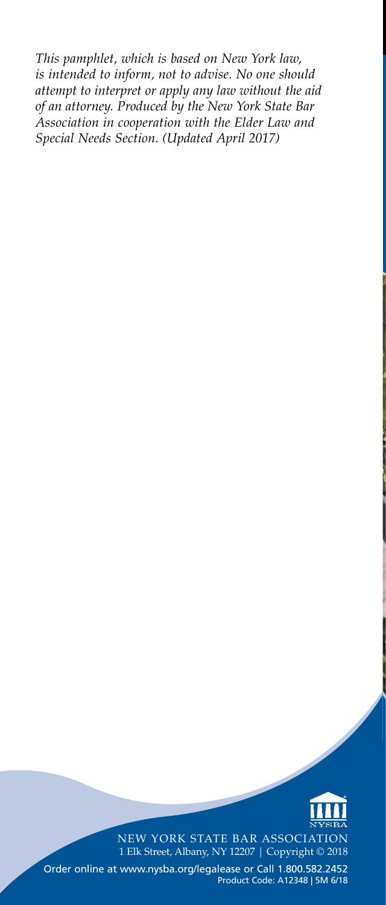*This pamphlet, which is based on New York law, is intended to inform, not to advise. No one should attempt to interpret or apply any law without the aid of an attorney. Produced by the New York State Bar Association in cooperation with the Elder Law and Special Needs Section. (Updated April 2017)*

NYSBA

NEW YORK STATE BAR ASSOCIATION
1 Elk Street, Albany, NY 12207 | Copyright © 2018

Order online at www.nysba.org/legalease or Call 1.800.582.2452
Product Code: A12348 | 5M 6/18